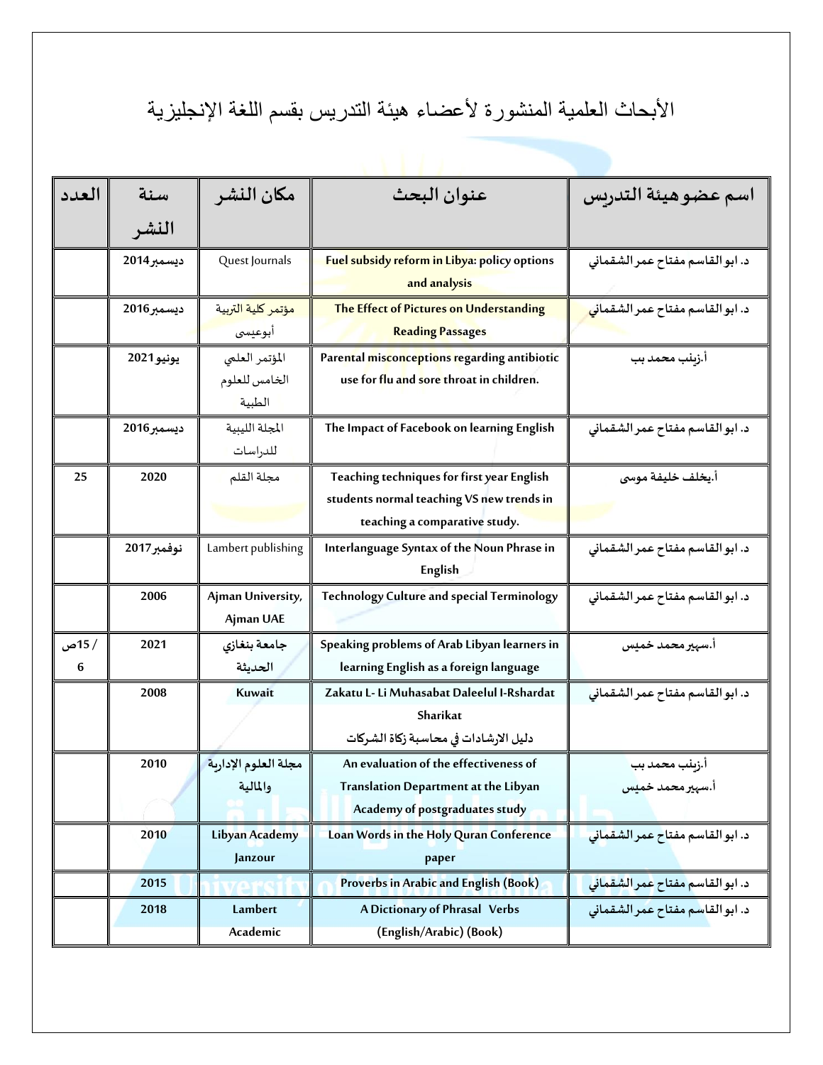# الأبحاث العلمية المنشورة لأعضاء هيئة التدريس بقسم اللغة الإنجليزية

| اسم عضو هيئة التدريس | عنوان البحث | مكان النشر | سنة النشر | العدد |
|---|---|---|---|---|
| د. ابو القاسم مفتاح عمر الشقماني | **Fuel subsidy reform in Libya: policy options and analysis** | Quest Journals | ديسمبر2014 | |
| د. ابو القاسم مفتاح عمر الشقماني | **The Effect of Pictures on Understanding Reading Passages** | مؤتمر كلية التربية أبوعيسى | ديسمبر2016 | |
| أ.زينب محمد بب | **Parental misconceptions regarding antibiotic use for flu and sore throat in children.** | المؤتمر العلمي الخامس للعلوم الطبية | يونيو2021 | |
| د. ابو القاسم مفتاح عمر الشقماني | **The Impact of Facebook on learning English** | المجلة الليبية للدراسات | ديسمبر2016 | |
| أ.يخلف خليفة موسى | **Teaching techniques for first year English students normal teaching VS new trends in teaching a comparative study.** | مجلة القلم | 2020 | 25 |
| د. ابو القاسم مفتاح عمر الشقماني | **Interlanguage Syntax of the Noun Phrase in English** | Lambert publishing | نوفمبر2017 | |
| د. ابو القاسم مفتاح عمر الشقماني | **Technology Culture and special Terminology** | **Ajman University, Ajman UAE** | 2006 | |
| أ.سهير محمد خميس | **Speaking problems of Arab Libyan learners in learning English as a foreign language** | **جامعة بنغازي الحديثة** | 2021 | 15ص / 6 |
| د. ابو القاسم مفتاح عمر الشقماني | **Zakatu L- Li Muhasabat Daleelul I-Rshardat Sharikat** دليل الارشادات في محاسبة زكاة الشركات | **Kuwait** | 2008 | |
| أ.زينب محمد بب<br>أ.سهير محمد خميس | **An evaluation of the effectiveness of Translation Department at the Libyan Academy of postgraduates study** | **مجلة العلوم الإدارية والمالية** | 2010 | |
| د. ابو القاسم مفتاح عمر الشقماني | **Loan Words in the Holy Quran Conference paper** | **Libyan Academy Janzour** | 2010 | |
| د. ابو القاسم مفتاح عمر الشقماني | **Proverbs in Arabic and English (Book)** | | 2015 | |
| د. ابو القاسم مفتاح عمر الشقماني | **A Dictionary of Phrasal Verbs (English/Arabic) (Book)** | **Lambert Academic** | 2018 | |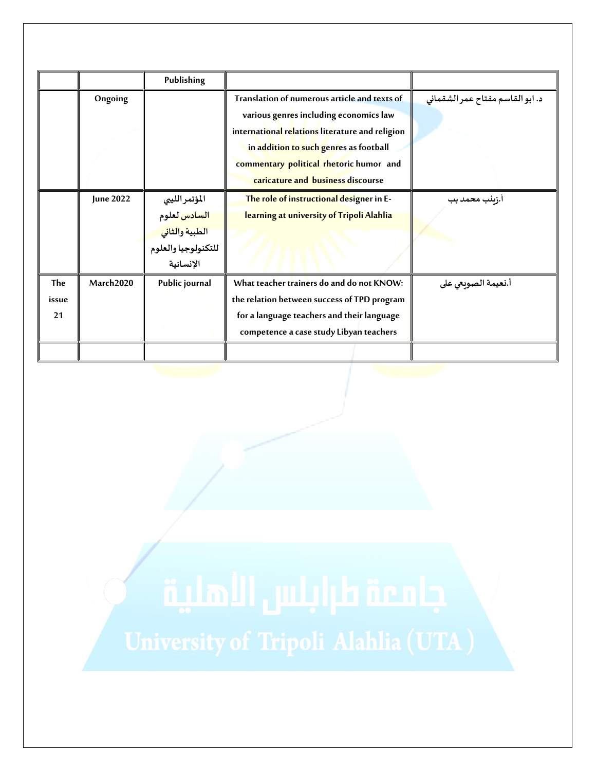| | | | | |
|---|---|---|---|---|
| | | Publishing | | |
| | Ongoing | | Translation of numerous article and texts of various genres including economics law international relations literature and religion in addition to such genres as football commentary political rhetoric humor and caricature and business discourse | د. ابو القاسم مفتاح عمر الشقماني |
| | June 2022 | المؤتمر الليبي السادس لعلوم الطبية والثاني للتكنولوجيا والعلوم الإنسانية | The role of instructional designer in E-learning at university of Tripoli Alahlia | أ.زينب محمد بب |
| The issue 21 | March2020 | Public journal | What teacher trainers do and do not KNOW: the relation between success of TPD program for a language teachers and their language competence a case study Libyan teachers | أ.نعيمة الصويعي على |
| | | | | |

جامعة طرابلس الأهلية

University of Tripoli Alahlia (UTA)